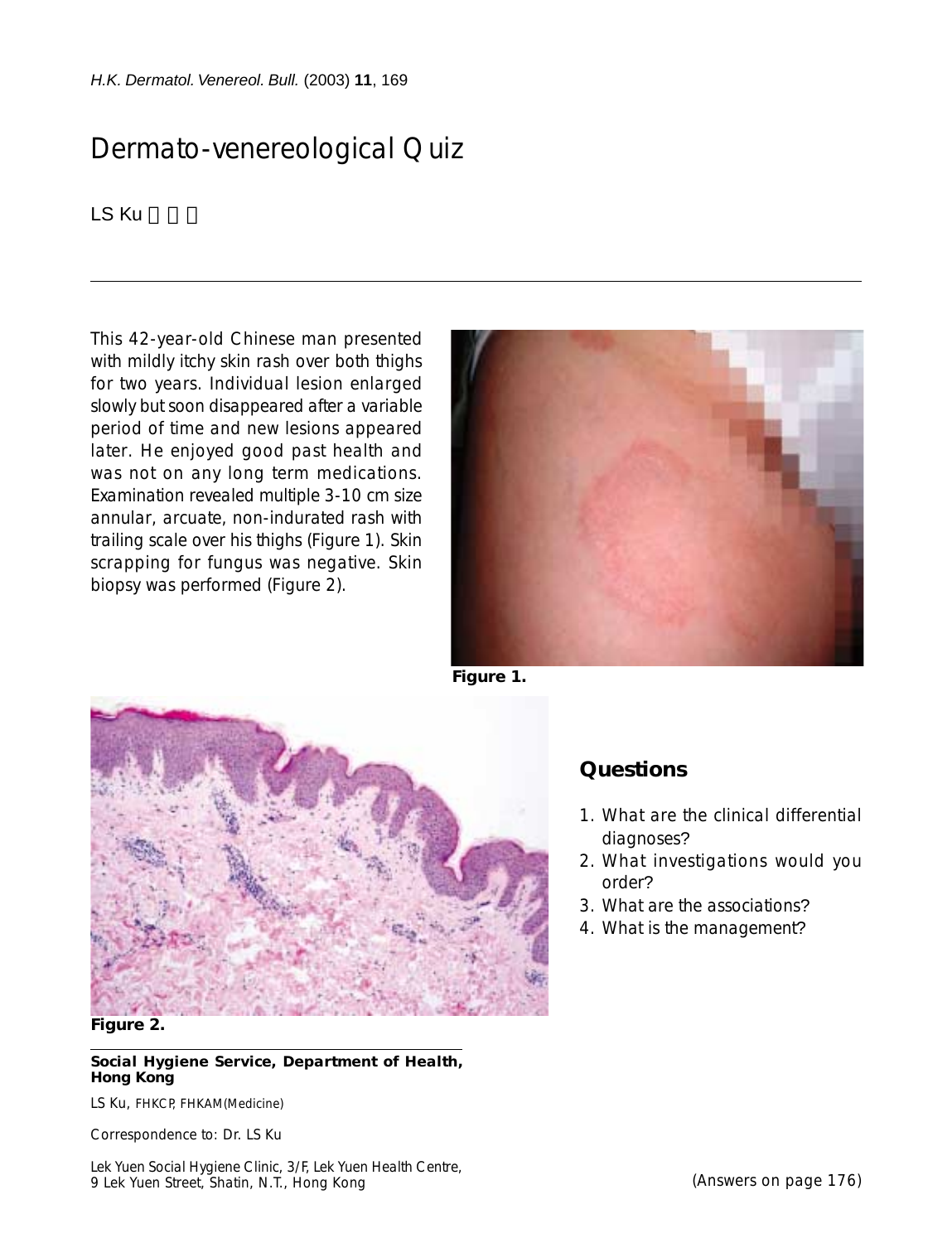# Dermato-venereological Quiz

LS Ku

This 42-year-old Chinese man presented with mildly itchy skin rash over both thighs for two years. Individual lesion enlarged slowly but soon disappeared after a variable period of time and new lesions appeared later. He enjoyed good past health and was not on any long term medications. Examination revealed multiple 3-10 cm size annular, arcuate, non-indurated rash with trailing scale over his thighs (Figure 1). Skin scrapping for fungus was negative. Skin biopsy was performed (Figure 2).

**Figure 1.**

**Figure 2.**

## Questions

1. What are the clinical differential diagnoses?
2. What investigations would you order?
3. What are the associations?
4. What is the management?

**Social Hygiene Service, Department of Health, Hong Kong**

LS Ku, FHKCP, FHKAM(Medicine)

Correspondence to: Dr. LS Ku

Lek Yuen Social Hygiene Clinic, 3/F, Lek Yuen Health Centre, 9 Lek Yuen Street, Shatin, N.T., Hong Kong

(Answers on page 176)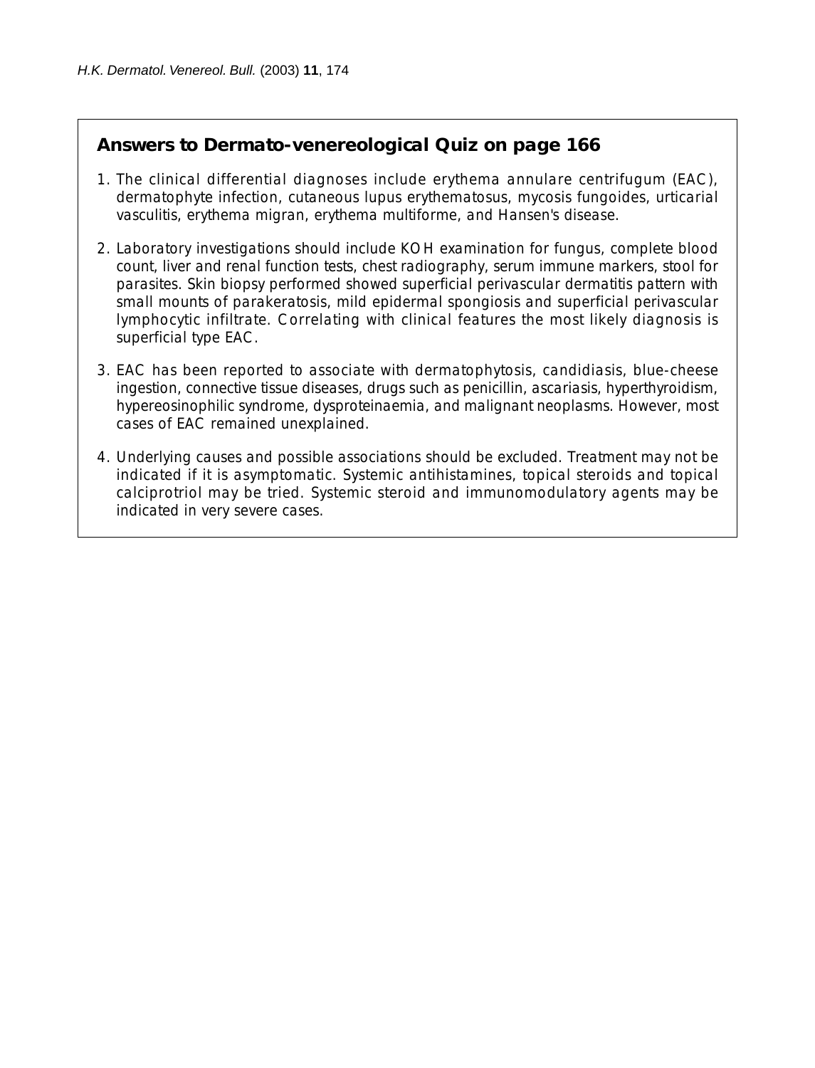## Answers to Dermato-venereological Quiz on page 166

1. The clinical differential diagnoses include erythema annulare centrifugum (EAC), dermatophyte infection, cutaneous lupus erythematosus, mycosis fungoides, urticarial vasculitis, erythema migran, erythema multiforme, and Hansen's disease.

2. Laboratory investigations should include KOH examination for fungus, complete blood count, liver and renal function tests, chest radiography, serum immune markers, stool for parasites. Skin biopsy performed showed superficial perivascular dermatitis pattern with small mounts of parakeratosis, mild epidermal spongiosis and superficial perivascular lymphocytic infiltrate. Correlating with clinical features the most likely diagnosis is superficial type EAC.

3. EAC has been reported to associate with dermatophytosis, candidiasis, blue-cheese ingestion, connective tissue diseases, drugs such as penicillin, ascariasis, hyperthyroidism, hypereosinophilic syndrome, dysproteinaemia, and malignant neoplasms. However, most cases of EAC remained unexplained.

4. Underlying causes and possible associations should be excluded. Treatment may not be indicated if it is asymptomatic. Systemic antihistamines, topical steroids and topical calciprotriol may be tried. Systemic steroid and immunomodulatory agents may be indicated in very severe cases.